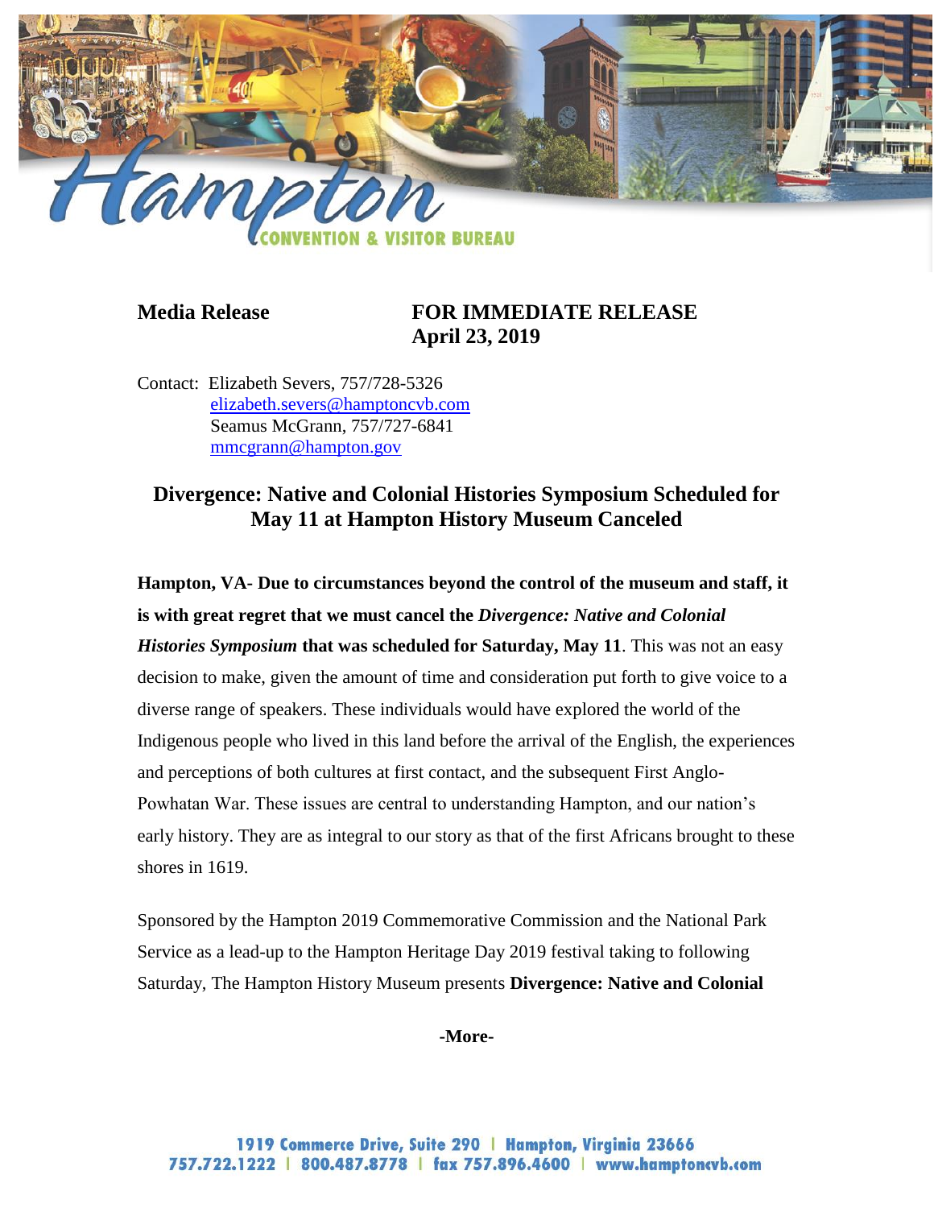**Hampton CONVENTION & VISITOR BUREAU**

**Media Release** **FOR IMMEDIATE RELEASE**
**April 23, 2019**

Contact: Elizabeth Severs, 757/728-5326
elizabeth.severs@hamptoncvb.com
Seamus McGrann, 757/727-6841
mmcgrann@hampton.gov

## Divergence: Native and Colonial Histories Symposium Scheduled for May 11 at Hampton History Museum Canceled

**Hampton, VA- Due to circumstances beyond the control of the museum and staff, it is with great regret that we must cancel the *Divergence: Native and Colonial Histories Symposium* that was scheduled for Saturday, May 11**. This was not an easy decision to make, given the amount of time and consideration put forth to give voice to a diverse range of speakers. These individuals would have explored the world of the Indigenous people who lived in this land before the arrival of the English, the experiences and perceptions of both cultures at first contact, and the subsequent First Anglo-Powhatan War. These issues are central to understanding Hampton, and our nation's early history. They are as integral to our story as that of the first Africans brought to these shores in 1619.

Sponsored by the Hampton 2019 Commemorative Commission and the National Park Service as a lead-up to the Hampton Heritage Day 2019 festival taking to following Saturday, The Hampton History Museum presents **Divergence: Native and Colonial**

-More-

1919 Commerce Drive, Suite 290 | Hampton, Virginia 23666
757.722.1222 | 800.487.8778 | fax 757.896.4600 | www.hamptoncvb.com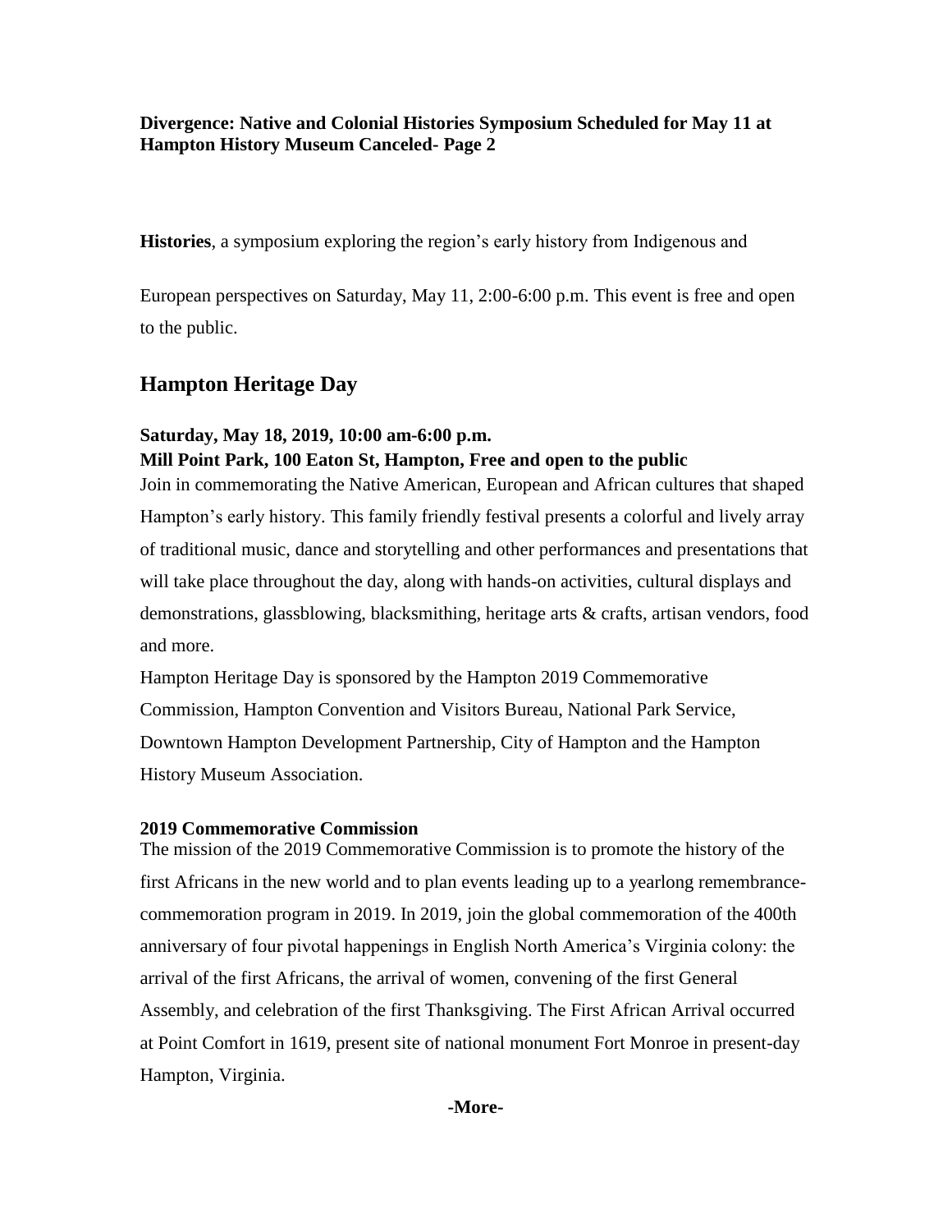**Histories**, a symposium exploring the region's early history from Indigenous and

European perspectives on Saturday, May 11, 2:00-6:00 p.m. This event is free and open to the public.

## Hampton Heritage Day

**Saturday, May 18, 2019, 10:00 am-6:00 p.m.**
**Mill Point Park, 100 Eaton St, Hampton, Free and open to the public**

Join in commemorating the Native American, European and African cultures that shaped Hampton's early history. This family friendly festival presents a colorful and lively array of traditional music, dance and storytelling and other performances and presentations that will take place throughout the day, along with hands-on activities, cultural displays and demonstrations, glassblowing, blacksmithing, heritage arts & crafts, artisan vendors, food and more.

Hampton Heritage Day is sponsored by the Hampton 2019 Commemorative Commission, Hampton Convention and Visitors Bureau, National Park Service, Downtown Hampton Development Partnership, City of Hampton and the Hampton History Museum Association.

#### 2019 Commemorative Commission

The mission of the 2019 Commemorative Commission is to promote the history of the first Africans in the new world and to plan events leading up to a yearlong remembrance-commemoration program in 2019. In 2019, join the global commemoration of the 400th anniversary of four pivotal happenings in English North America's Virginia colony: the arrival of the first Africans, the arrival of women, convening of the first General Assembly, and celebration of the first Thanksgiving. The First African Arrival occurred at Point Comfort in 1619, present site of national monument Fort Monroe in present-day Hampton, Virginia.

**-More-**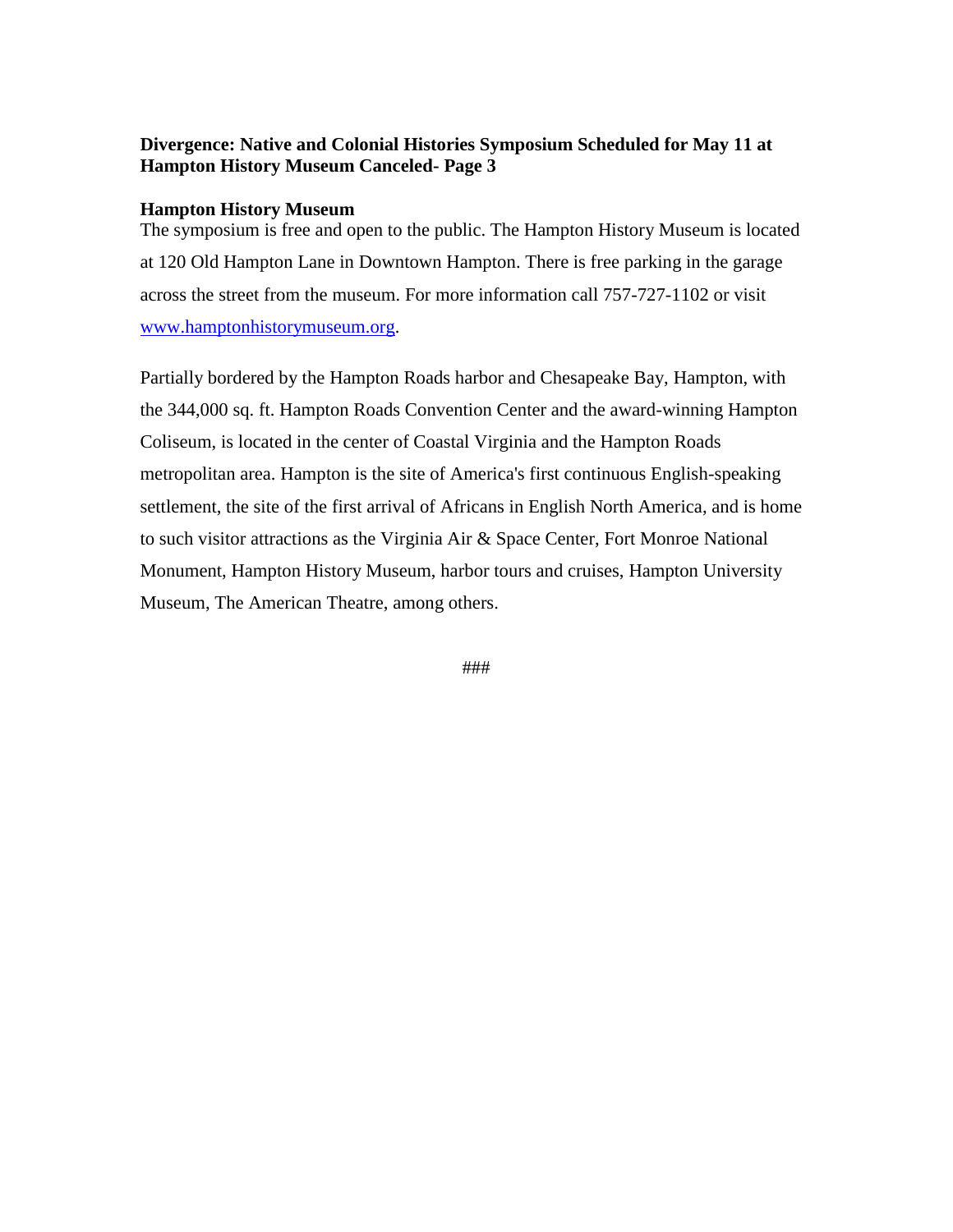**Hampton History Museum**

The symposium is free and open to the public. The Hampton History Museum is located at 120 Old Hampton Lane in Downtown Hampton. There is free parking in the garage across the street from the museum. For more information call 757-727-1102 or visit www.hamptonhistorymuseum.org.

Partially bordered by the Hampton Roads harbor and Chesapeake Bay, Hampton, with the 344,000 sq. ft. Hampton Roads Convention Center and the award-winning Hampton Coliseum, is located in the center of Coastal Virginia and the Hampton Roads metropolitan area. Hampton is the site of America's first continuous English-speaking settlement, the site of the first arrival of Africans in English North America, and is home to such visitor attractions as the Virginia Air & Space Center, Fort Monroe National Monument, Hampton History Museum, harbor tours and cruises, Hampton University Museum, The American Theatre, among others.

###